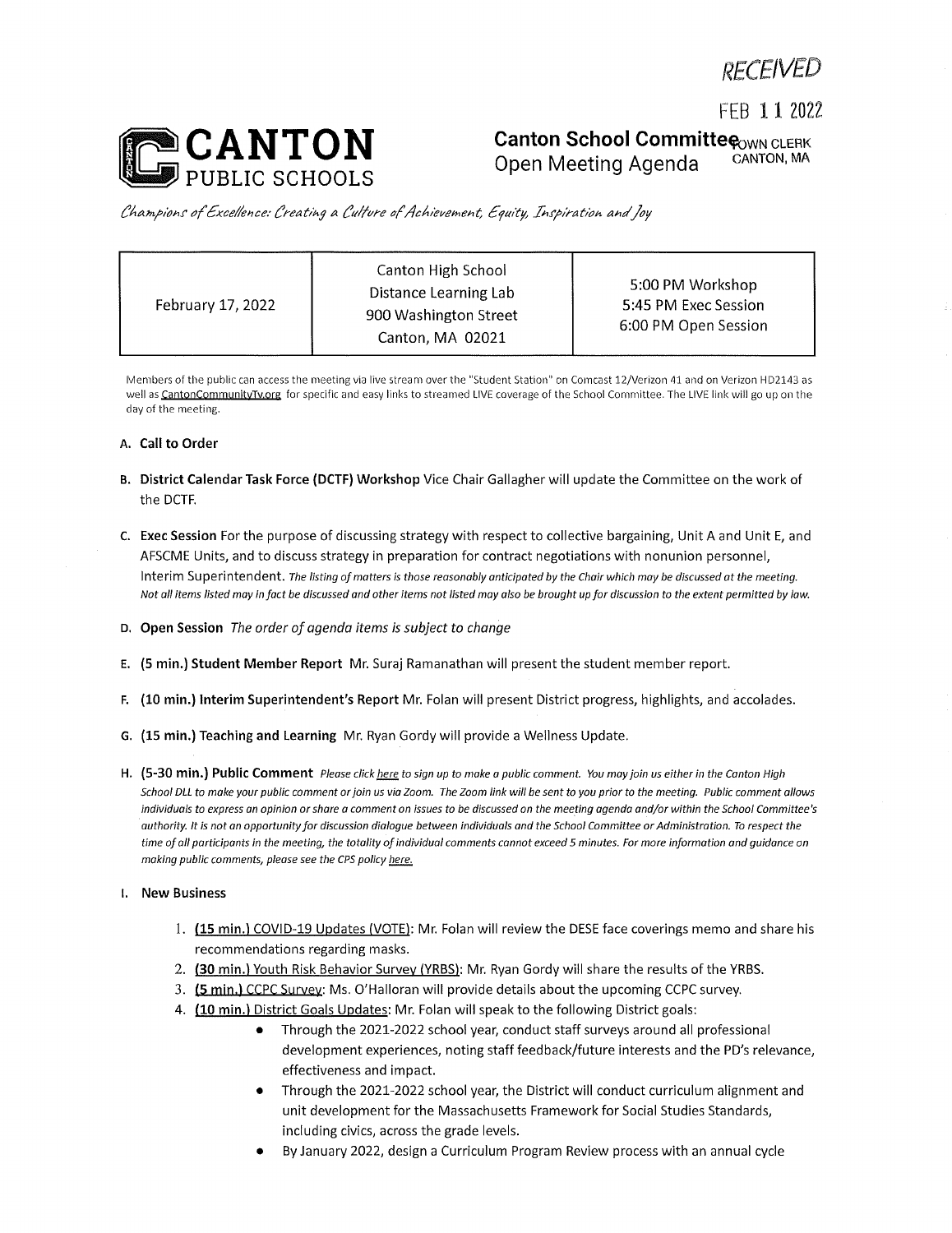RECEIVED

FEB 11 2022

TOWN CLERK
CANTON, MA

# CANTON PUBLIC SCHOOLS

## Canton School Committee
## Open Meeting Agenda

*Champions of Excellence: Creating a Culture of Achievement, Equity, Inspiration and Joy*

| February 17, 2022 | Canton High School<br>Distance Learning Lab<br>900 Washington Street<br>Canton, MA 02021 | 5:00 PM Workshop<br>5:45 PM Exec Session<br>6:00 PM Open Session |
|---|---|---|

Members of the public can access the meeting via live stream over the "Student Station" on Comcast 12/Verizon 41 and on Verizon HD2143 as well as CantonCommunityTv.org for specific and easy links to streamed LIVE coverage of the School Committee. The LIVE link will go up on the day of the meeting.

A. **Call to Order**

B. **District Calendar Task Force (DCTF) Workshop** Vice Chair Gallagher will update the Committee on the work of the DCTF.

C. **Exec Session** For the purpose of discussing strategy with respect to collective bargaining, Unit A and Unit E, and AFSCME Units, and to discuss strategy in preparation for contract negotiations with nonunion personnel, Interim Superintendent. *The listing of matters is those reasonably anticipated by the Chair which may be discussed at the meeting. Not all items listed may in fact be discussed and other items not listed may also be brought up for discussion to the extent permitted by law.*

D. **Open Session** *The order of agenda items is subject to change*

E. **(5 min.) Student Member Report** Mr. Suraj Ramanathan will present the student member report.

F. **(10 min.) Interim Superintendent's Report** Mr. Folan will present District progress, highlights, and accolades.

G. **(15 min.) Teaching and Learning** Mr. Ryan Gordy will provide a Wellness Update.

H. **(5-30 min.) Public Comment** *Please click here to sign up to make a public comment. You may join us either in the Canton High School DLL to make your public comment or join us via Zoom. The Zoom link will be sent to you prior to the meeting. Public comment allows individuals to express an opinion or share a comment on issues to be discussed on the meeting agenda and/or within the School Committee's authority. It is not an opportunity for discussion dialogue between individuals and the School Committee or Administration. To respect the time of all participants in the meeting, the totality of individual comments cannot exceed 5 minutes. For more information and guidance on making public comments, please see the CPS policy here.*

I. **New Business**

1. (15 min.) COVID-19 Updates (VOTE): Mr. Folan will review the DESE face coverings memo and share his recommendations regarding masks.
2. (30 min.) Youth Risk Behavior Survey (YRBS): Mr. Ryan Gordy will share the results of the YRBS.
3. (5 min.) CCPC Survey: Ms. O'Halloran will provide details about the upcoming CCPC survey.
4. (10 min.) District Goals Updates: Mr. Folan will speak to the following District goals:
    - Through the 2021-2022 school year, conduct staff surveys around all professional development experiences, noting staff feedback/future interests and the PD's relevance, effectiveness and impact.
    - Through the 2021-2022 school year, the District will conduct curriculum alignment and unit development for the Massachusetts Framework for Social Studies Standards, including civics, across the grade levels.
    - By January 2022, design a Curriculum Program Review process with an annual cycle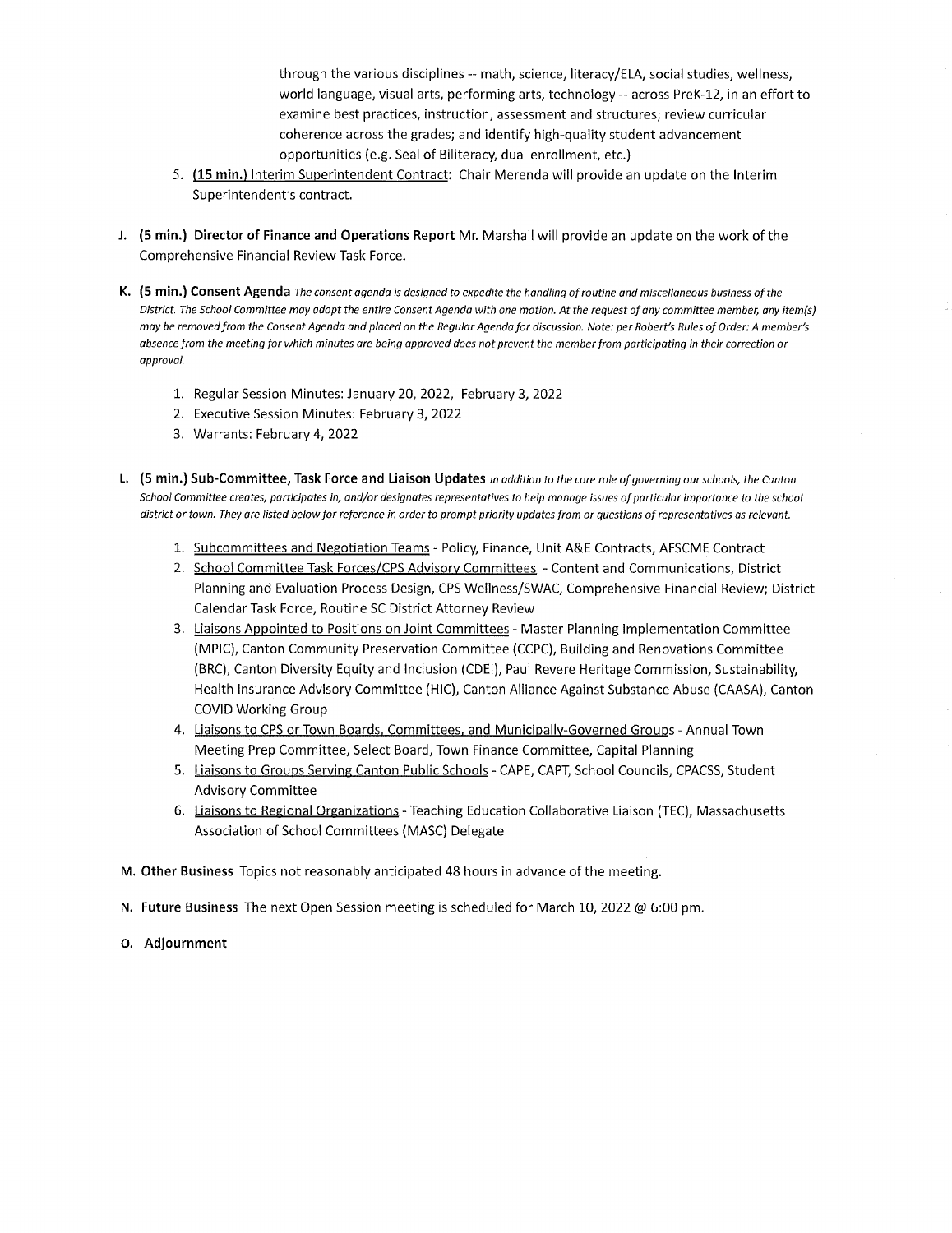through the various disciplines -- math, science, literacy/ELA, social studies, wellness, world language, visual arts, performing arts, technology -- across PreK-12, in an effort to examine best practices, instruction, assessment and structures; review curricular coherence across the grades; and identify high-quality student advancement opportunities (e.g. Seal of Biliteracy, dual enrollment, etc.)

5. **(15 min.)** Interim Superintendent Contract: Chair Merenda will provide an update on the Interim Superintendent's contract.

J. **(5 min.) Director of Finance and Operations Report** Mr. Marshall will provide an update on the work of the Comprehensive Financial Review Task Force.

K. **(5 min.) Consent Agenda** *The consent agenda is designed to expedite the handling of routine and miscellaneous business of the District. The School Committee may adopt the entire Consent Agenda with one motion. At the request of any committee member, any item(s) may be removed from the Consent Agenda and placed on the Regular Agenda for discussion. Note: per Robert's Rules of Order: A member's absence from the meeting for which minutes are being approved does not prevent the member from participating in their correction or approval.*

1. Regular Session Minutes: January 20, 2022, February 3, 2022
2. Executive Session Minutes: February 3, 2022
3. Warrants: February 4, 2022

L. **(5 min.) Sub-Committee, Task Force and Liaison Updates** *In addition to the core role of governing our schools, the Canton School Committee creates, participates in, and/or designates representatives to help manage issues of particular importance to the school district or town. They are listed below for reference in order to prompt priority updates from or questions of representatives as relevant.*

1. Subcommittees and Negotiation Teams - Policy, Finance, Unit A&E Contracts, AFSCME Contract
2. School Committee Task Forces/CPS Advisory Committees - Content and Communications, District Planning and Evaluation Process Design, CPS Wellness/SWAC, Comprehensive Financial Review; District Calendar Task Force, Routine SC District Attorney Review
3. Liaisons Appointed to Positions on Joint Committees - Master Planning Implementation Committee (MPIC), Canton Community Preservation Committee (CCPC), Building and Renovations Committee (BRC), Canton Diversity Equity and Inclusion (CDEI), Paul Revere Heritage Commission, Sustainability, Health Insurance Advisory Committee (HIC), Canton Alliance Against Substance Abuse (CAASA), Canton COVID Working Group
4. Liaisons to CPS or Town Boards, Committees, and Municipally-Governed Groups - Annual Town Meeting Prep Committee, Select Board, Town Finance Committee, Capital Planning
5. Liaisons to Groups Serving Canton Public Schools - CAPE, CAPT, School Councils, CPACSS, Student Advisory Committee
6. Liaisons to Regional Organizations - Teaching Education Collaborative Liaison (TEC), Massachusetts Association of School Committees (MASC) Delegate

M. **Other Business** Topics not reasonably anticipated 48 hours in advance of the meeting.

N. **Future Business** The next Open Session meeting is scheduled for March 10, 2022 @ 6:00 pm.

O. **Adjournment**